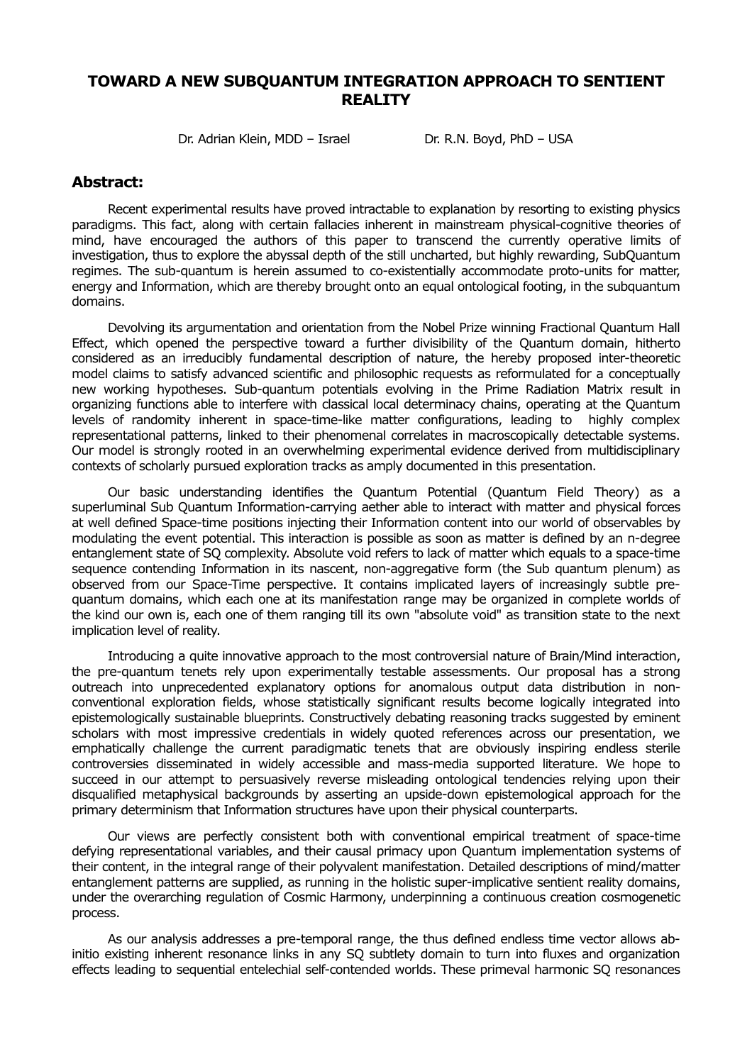# TOWARD A NEW SUBQUANTUM INTEGRATION APPROACH TO SENTIENT REALITY

Dr. Adrian Klein, MDD – Israel Dr. R.N. Boyd, PhD – USA

## Abstract:

Recent experimental results have proved intractable to explanation by resorting to existing physics paradigms. This fact, along with certain fallacies inherent in mainstream physical-cognitive theories of mind, have encouraged the authors of this paper to transcend the currently operative limits of investigation, thus to explore the abyssal depth of the still uncharted, but highly rewarding, SubQuantum regimes. The sub-quantum is herein assumed to co-existentially accommodate proto-units for matter, energy and Information, which are thereby brought onto an equal ontological footing, in the subquantum domains.

Devolving its argumentation and orientation from the Nobel Prize winning Fractional Quantum Hall Effect, which opened the perspective toward a further divisibility of the Quantum domain, hitherto considered as an irreducibly fundamental description of nature, the hereby proposed inter-theoretic model claims to satisfy advanced scientific and philosophic requests as reformulated for a conceptually new working hypotheses. Sub-quantum potentials evolving in the Prime Radiation Matrix result in organizing functions able to interfere with classical local determinacy chains, operating at the Quantum levels of randomity inherent in space-time-like matter configurations, leading to highly complex representational patterns, linked to their phenomenal correlates in macroscopically detectable systems. Our model is strongly rooted in an overwhelming experimental evidence derived from multidisciplinary contexts of scholarly pursued exploration tracks as amply documented in this presentation.

Our basic understanding identifies the Quantum Potential (Quantum Field Theory) as a superluminal Sub Quantum Information-carrying aether able to interact with matter and physical forces at well defined Space-time positions injecting their Information content into our world of observables by modulating the event potential. This interaction is possible as soon as matter is defined by an n-degree entanglement state of SQ complexity. Absolute void refers to lack of matter which equals to a space-time sequence contending Information in its nascent, non-aggregative form (the Sub quantum plenum) as observed from our Space-Time perspective. It contains implicated layers of increasingly subtle pre-quantum domains, which each one at its manifestation range may be organized in complete worlds of the kind our own is, each one of them ranging till its own "absolute void" as transition state to the next implication level of reality.

Introducing a quite innovative approach to the most controversial nature of Brain/Mind interaction, the pre-quantum tenets rely upon experimentally testable assessments. Our proposal has a strong outreach into unprecedented explanatory options for anomalous output data distribution in non-conventional exploration fields, whose statistically significant results become logically integrated into epistemologically sustainable blueprints. Constructively debating reasoning tracks suggested by eminent scholars with most impressive credentials in widely quoted references across our presentation, we emphatically challenge the current paradigmatic tenets that are obviously inspiring endless sterile controversies disseminated in widely accessible and mass-media supported literature. We hope to succeed in our attempt to persuasively reverse misleading ontological tendencies relying upon their disqualified metaphysical backgrounds by asserting an upside-down epistemological approach for the primary determinism that Information structures have upon their physical counterparts.

Our views are perfectly consistent both with conventional empirical treatment of space-time defying representational variables, and their causal primacy upon Quantum implementation systems of their content, in the integral range of their polyvalent manifestation. Detailed descriptions of mind/matter entanglement patterns are supplied, as running in the holistic super-implicative sentient reality domains, under the overarching regulation of Cosmic Harmony, underpinning a continuous creation cosmogenetic process.

As our analysis addresses a pre-temporal range, the thus defined endless time vector allows ab-initio existing inherent resonance links in any SQ subtlety domain to turn into fluxes and organization effects leading to sequential entelechial self-contended worlds. These primeval harmonic SQ resonances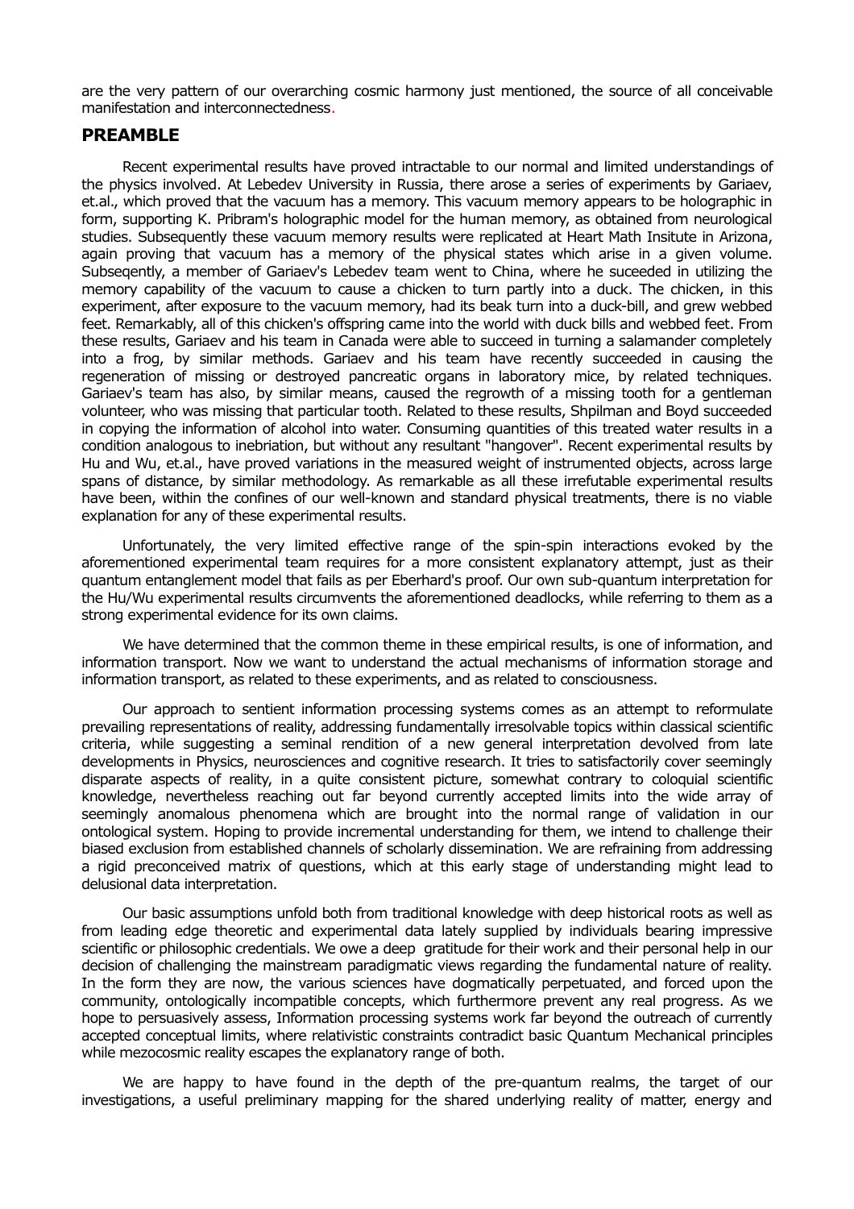are the very pattern of our overarching cosmic harmony just mentioned, the source of all conceivable manifestation and interconnectedness.

## PREAMBLE

Recent experimental results have proved intractable to our normal and limited understandings of the physics involved. At Lebedev University in Russia, there arose a series of experiments by Gariaev, et.al., which proved that the vacuum has a memory. This vacuum memory appears to be holographic in form, supporting K. Pribram's holographic model for the human memory, as obtained from neurological studies. Subsequently these vacuum memory results were replicated at Heart Math Insitute in Arizona, again proving that vacuum has a memory of the physical states which arise in a given volume. Subseqently, a member of Gariaev's Lebedev team went to China, where he suceeded in utilizing the memory capability of the vacuum to cause a chicken to turn partly into a duck. The chicken, in this experiment, after exposure to the vacuum memory, had its beak turn into a duck-bill, and grew webbed feet. Remarkably, all of this chicken's offspring came into the world with duck bills and webbed feet. From these results, Gariaev and his team in Canada were able to succeed in turning a salamander completely into a frog, by similar methods. Gariaev and his team have recently succeeded in causing the regeneration of missing or destroyed pancreatic organs in laboratory mice, by related techniques. Gariaev's team has also, by similar means, caused the regrowth of a missing tooth for a gentleman volunteer, who was missing that particular tooth. Related to these results, Shpilman and Boyd succeeded in copying the information of alcohol into water. Consuming quantities of this treated water results in a condition analogous to inebriation, but without any resultant "hangover". Recent experimental results by Hu and Wu, et.al., have proved variations in the measured weight of instrumented objects, across large spans of distance, by similar methodology. As remarkable as all these irrefutable experimental results have been, within the confines of our well-known and standard physical treatments, there is no viable explanation for any of these experimental results.

Unfortunately, the very limited effective range of the spin-spin interactions evoked by the aforementioned experimental team requires for a more consistent explanatory attempt, just as their quantum entanglement model that fails as per Eberhard's proof. Our own sub-quantum interpretation for the Hu/Wu experimental results circumvents the aforementioned deadlocks, while referring to them as a strong experimental evidence for its own claims.

We have determined that the common theme in these empirical results, is one of information, and information transport. Now we want to understand the actual mechanisms of information storage and information transport, as related to these experiments, and as related to consciousness.

Our approach to sentient information processing systems comes as an attempt to reformulate prevailing representations of reality, addressing fundamentally irresolvable topics within classical scientific criteria, while suggesting a seminal rendition of a new general interpretation devolved from late developments in Physics, neurosciences and cognitive research. It tries to satisfactorily cover seemingly disparate aspects of reality, in a quite consistent picture, somewhat contrary to coloquial scientific knowledge, nevertheless reaching out far beyond currently accepted limits into the wide array of seemingly anomalous phenomena which are brought into the normal range of validation in our ontological system. Hoping to provide incremental understanding for them, we intend to challenge their biased exclusion from established channels of scholarly dissemination. We are refraining from addressing a rigid preconceived matrix of questions, which at this early stage of understanding might lead to delusional data interpretation.

Our basic assumptions unfold both from traditional knowledge with deep historical roots as well as from leading edge theoretic and experimental data lately supplied by individuals bearing impressive scientific or philosophic credentials. We owe a deep gratitude for their work and their personal help in our decision of challenging the mainstream paradigmatic views regarding the fundamental nature of reality. In the form they are now, the various sciences have dogmatically perpetuated, and forced upon the community, ontologically incompatible concepts, which furthermore prevent any real progress. As we hope to persuasively assess, Information processing systems work far beyond the outreach of currently accepted conceptual limits, where relativistic constraints contradict basic Quantum Mechanical principles while mezocosmic reality escapes the explanatory range of both.

We are happy to have found in the depth of the pre-quantum realms, the target of our investigations, a useful preliminary mapping for the shared underlying reality of matter, energy and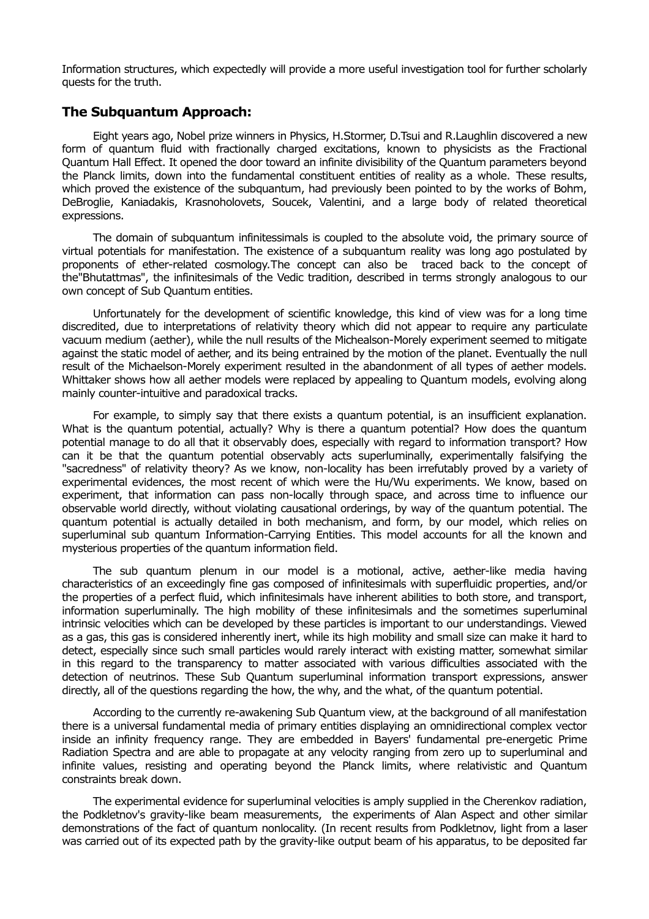Information structures, which expectedly will provide a more useful investigation tool for further scholarly quests for the truth.

## The Subquantum Approach:

Eight years ago, Nobel prize winners in Physics, H.Stormer, D.Tsui and R.Laughlin discovered a new form of quantum fluid with fractionally charged excitations, known to physicists as the Fractional Quantum Hall Effect. It opened the door toward an infinite divisibility of the Quantum parameters beyond the Planck limits, down into the fundamental constituent entities of reality as a whole. These results, which proved the existence of the subquantum, had previously been pointed to by the works of Bohm, DeBroglie, Kaniadakis, Krasnoholovets, Soucek, Valentini, and a large body of related theoretical expressions.

The domain of subquantum infinitessimals is coupled to the absolute void, the primary source of virtual potentials for manifestation. The existence of a subquantum reality was long ago postulated by proponents of ether-related cosmology.The concept can also be traced back to the concept of the"Bhutattmas", the infinitesimals of the Vedic tradition, described in terms strongly analogous to our own concept of Sub Quantum entities.

Unfortunately for the development of scientific knowledge, this kind of view was for a long time discredited, due to interpretations of relativity theory which did not appear to require any particulate vacuum medium (aether), while the null results of the Michealson-Morely experiment seemed to mitigate against the static model of aether, and its being entrained by the motion of the planet. Eventually the null result of the Michaelson-Morely experiment resulted in the abandonment of all types of aether models. Whittaker shows how all aether models were replaced by appealing to Quantum models, evolving along mainly counter-intuitive and paradoxical tracks.

For example, to simply say that there exists a quantum potential, is an insufficient explanation. What is the quantum potential, actually? Why is there a quantum potential? How does the quantum potential manage to do all that it observably does, especially with regard to information transport? How can it be that the quantum potential observably acts superluminally, experimentally falsifying the "sacredness" of relativity theory? As we know, non-locality has been irrefutably proved by a variety of experimental evidences, the most recent of which were the Hu/Wu experiments. We know, based on experiment, that information can pass non-locally through space, and across time to influence our observable world directly, without violating causational orderings, by way of the quantum potential. The quantum potential is actually detailed in both mechanism, and form, by our model, which relies on superluminal sub quantum Information-Carrying Entities. This model accounts for all the known and mysterious properties of the quantum information field.

The sub quantum plenum in our model is a motional, active, aether-like media having characteristics of an exceedingly fine gas composed of infinitesimals with superfluidic properties, and/or the properties of a perfect fluid, which infinitesimals have inherent abilities to both store, and transport, information superluminally. The high mobility of these infinitesimals and the sometimes superluminal intrinsic velocities which can be developed by these particles is important to our understandings. Viewed as a gas, this gas is considered inherently inert, while its high mobility and small size can make it hard to detect, especially since such small particles would rarely interact with existing matter, somewhat similar in this regard to the transparency to matter associated with various difficulties associated with the detection of neutrinos. These Sub Quantum superluminal information transport expressions, answer directly, all of the questions regarding the how, the why, and the what, of the quantum potential.

According to the currently re-awakening Sub Quantum view, at the background of all manifestation there is a universal fundamental media of primary entities displaying an omnidirectional complex vector inside an infinity frequency range. They are embedded in Bayers' fundamental pre-energetic Prime Radiation Spectra and are able to propagate at any velocity ranging from zero up to superluminal and infinite values, resisting and operating beyond the Planck limits, where relativistic and Quantum constraints break down.

The experimental evidence for superluminal velocities is amply supplied in the Cherenkov radiation, the Podkletnov's gravity-like beam measurements, the experiments of Alan Aspect and other similar demonstrations of the fact of quantum nonlocality. (In recent results from Podkletnov, light from a laser was carried out of its expected path by the gravity-like output beam of his apparatus, to be deposited far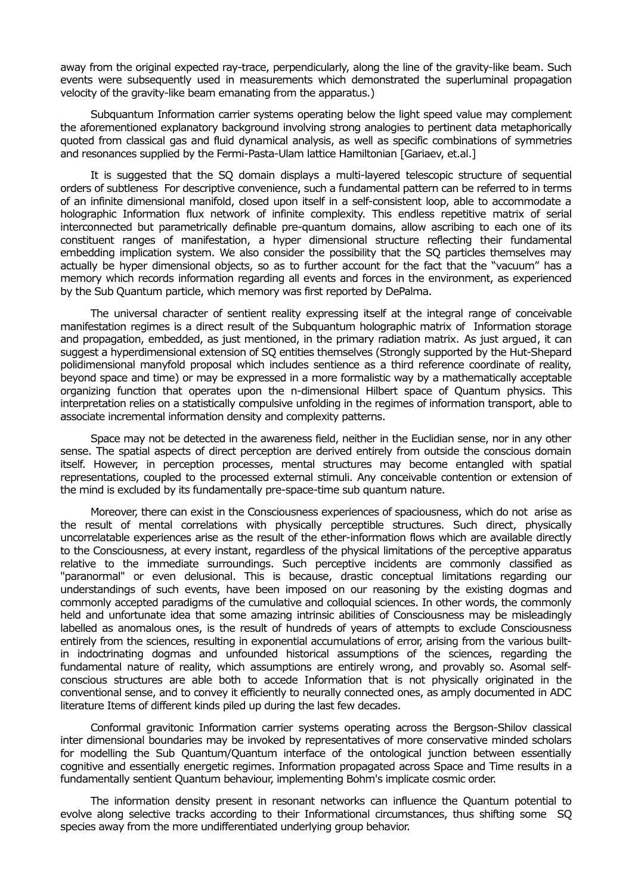away from the original expected ray-trace, perpendicularly, along the line of the gravity-like beam. Such events were subsequently used in measurements which demonstrated the superluminal propagation velocity of the gravity-like beam emanating from the apparatus.)

Subquantum Information carrier systems operating below the light speed value may complement the aforementioned explanatory background involving strong analogies to pertinent data metaphorically quoted from classical gas and fluid dynamical analysis, as well as specific combinations of symmetries and resonances supplied by the Fermi-Pasta-Ulam lattice Hamiltonian [Gariaev, et.al.]

It is suggested that the SQ domain displays a multi-layered telescopic structure of sequential orders of subtleness For descriptive convenience, such a fundamental pattern can be referred to in terms of an infinite dimensional manifold, closed upon itself in a self-consistent loop, able to accommodate a holographic Information flux network of infinite complexity. This endless repetitive matrix of serial interconnected but parametrically definable pre-quantum domains, allow ascribing to each one of its constituent ranges of manifestation, a hyper dimensional structure reflecting their fundamental embedding implication system. We also consider the possibility that the SQ particles themselves may actually be hyper dimensional objects, so as to further account for the fact that the "vacuum" has a memory which records information regarding all events and forces in the environment, as experienced by the Sub Quantum particle, which memory was first reported by DePalma.

The universal character of sentient reality expressing itself at the integral range of conceivable manifestation regimes is a direct result of the Subquantum holographic matrix of Information storage and propagation, embedded, as just mentioned, in the primary radiation matrix. As just argued, it can suggest a hyperdimensional extension of SQ entities themselves (Strongly supported by the Hut-Shepard polidimensional manyfold proposal which includes sentience as a third reference coordinate of reality, beyond space and time) or may be expressed in a more formalistic way by a mathematically acceptable organizing function that operates upon the n-dimensional Hilbert space of Quantum physics. This interpretation relies on a statistically compulsive unfolding in the regimes of information transport, able to associate incremental information density and complexity patterns.

Space may not be detected in the awareness field, neither in the Euclidian sense, nor in any other sense. The spatial aspects of direct perception are derived entirely from outside the conscious domain itself. However, in perception processes, mental structures may become entangled with spatial representations, coupled to the processed external stimuli. Any conceivable contention or extension of the mind is excluded by its fundamentally pre-space-time sub quantum nature.

Moreover, there can exist in the Consciousness experiences of spaciousness, which do not arise as the result of mental correlations with physically perceptible structures. Such direct, physically uncorrelatable experiences arise as the result of the ether-information flows which are available directly to the Consciousness, at every instant, regardless of the physical limitations of the perceptive apparatus relative to the immediate surroundings. Such perceptive incidents are commonly classified as "paranormal" or even delusional. This is because, drastic conceptual limitations regarding our understandings of such events, have been imposed on our reasoning by the existing dogmas and commonly accepted paradigms of the cumulative and colloquial sciences. In other words, the commonly held and unfortunate idea that some amazing intrinsic abilities of Consciousness may be misleadingly labelled as anomalous ones, is the result of hundreds of years of attempts to exclude Consciousness entirely from the sciences, resulting in exponential accumulations of error, arising from the various built-in indoctrinating dogmas and unfounded historical assumptions of the sciences, regarding the fundamental nature of reality, which assumptions are entirely wrong, and provably so. Asomal self-conscious structures are able both to accede Information that is not physically originated in the conventional sense, and to convey it efficiently to neurally connected ones, as amply documented in ADC literature Items of different kinds piled up during the last few decades.

Conformal gravitonic Information carrier systems operating across the Bergson-Shilov classical inter dimensional boundaries may be invoked by representatives of more conservative minded scholars for modelling the Sub Quantum/Quantum interface of the ontological junction between essentially cognitive and essentially energetic regimes. Information propagated across Space and Time results in a fundamentally sentient Quantum behaviour, implementing Bohm's implicate cosmic order.

The information density present in resonant networks can influence the Quantum potential to evolve along selective tracks according to their Informational circumstances, thus shifting some SQ species away from the more undifferentiated underlying group behavior.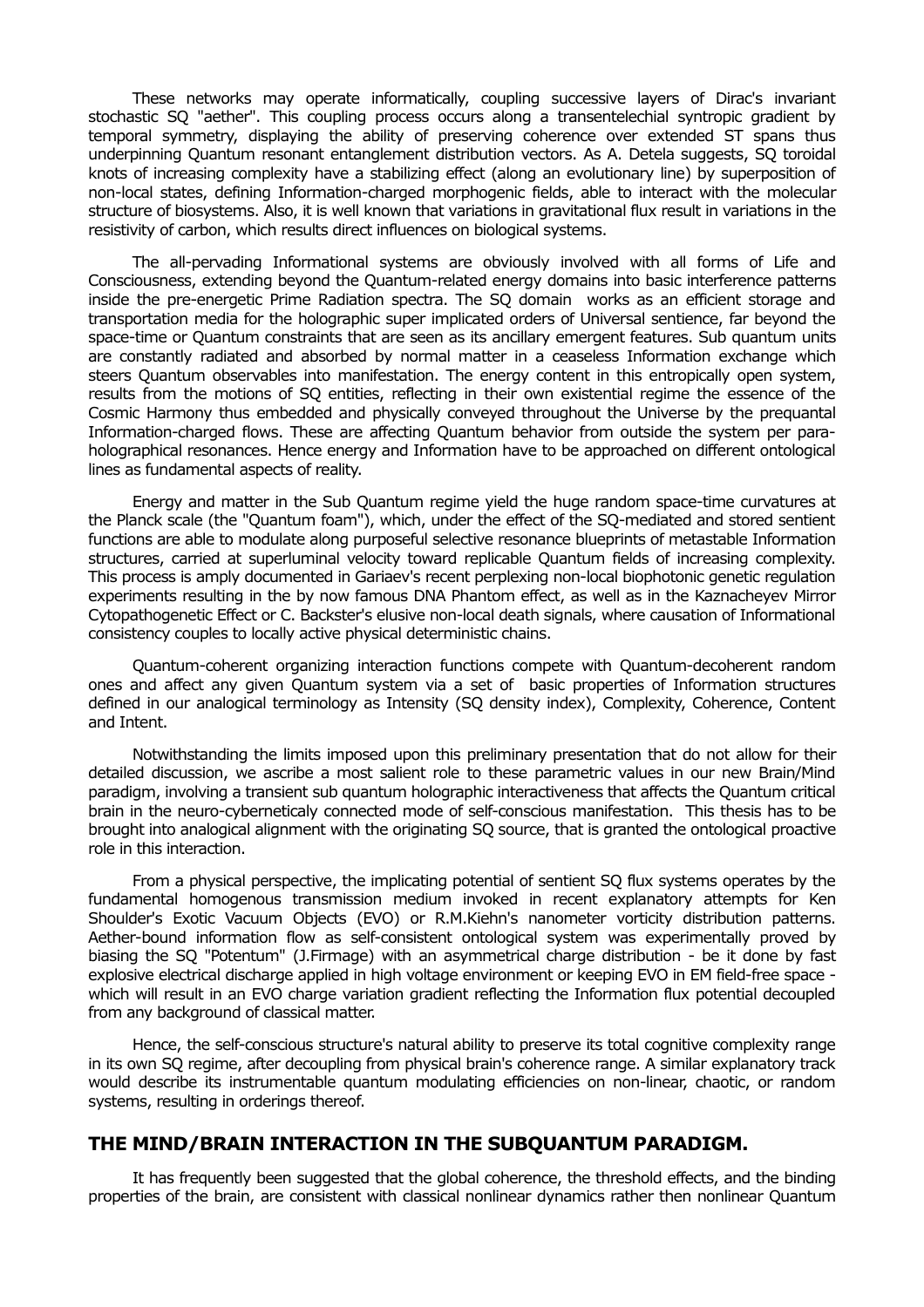These networks may operate informatically, coupling successive layers of Dirac's invariant stochastic SQ "aether". This coupling process occurs along a transentelechial syntropic gradient by temporal symmetry, displaying the ability of preserving coherence over extended ST spans thus underpinning Quantum resonant entanglement distribution vectors. As A. Detela suggests, SQ toroidal knots of increasing complexity have a stabilizing effect (along an evolutionary line) by superposition of non-local states, defining Information-charged morphogenic fields, able to interact with the molecular structure of biosystems. Also, it is well known that variations in gravitational flux result in variations in the resistivity of carbon, which results direct influences on biological systems.

The all-pervading Informational systems are obviously involved with all forms of Life and Consciousness, extending beyond the Quantum-related energy domains into basic interference patterns inside the pre-energetic Prime Radiation spectra. The SQ domain works as an efficient storage and transportation media for the holographic super implicated orders of Universal sentience, far beyond the space-time or Quantum constraints that are seen as its ancillary emergent features. Sub quantum units are constantly radiated and absorbed by normal matter in a ceaseless Information exchange which steers Quantum observables into manifestation. The energy content in this entropically open system, results from the motions of SQ entities, reflecting in their own existential regime the essence of the Cosmic Harmony thus embedded and physically conveyed throughout the Universe by the prequantal Information-charged flows. These are affecting Quantum behavior from outside the system per para-holographical resonances. Hence energy and Information have to be approached on different ontological lines as fundamental aspects of reality.

Energy and matter in the Sub Quantum regime yield the huge random space-time curvatures at the Planck scale (the "Quantum foam"), which, under the effect of the SQ-mediated and stored sentient functions are able to modulate along purposeful selective resonance blueprints of metastable Information structures, carried at superluminal velocity toward replicable Quantum fields of increasing complexity. This process is amply documented in Gariaev's recent perplexing non-local biophotonic genetic regulation experiments resulting in the by now famous DNA Phantom effect, as well as in the Kaznacheyev Mirror Cytopathogenetic Effect or C. Backster's elusive non-local death signals, where causation of Informational consistency couples to locally active physical deterministic chains.

Quantum-coherent organizing interaction functions compete with Quantum-decoherent random ones and affect any given Quantum system via a set of basic properties of Information structures defined in our analogical terminology as Intensity (SQ density index), Complexity, Coherence, Content and Intent.

Notwithstanding the limits imposed upon this preliminary presentation that do not allow for their detailed discussion, we ascribe a most salient role to these parametric values in our new Brain/Mind paradigm, involving a transient sub quantum holographic interactiveness that affects the Quantum critical brain in the neuro-cyberneticaly connected mode of self-conscious manifestation. This thesis has to be brought into analogical alignment with the originating SQ source, that is granted the ontological proactive role in this interaction.

From a physical perspective, the implicating potential of sentient SQ flux systems operates by the fundamental homogenous transmission medium invoked in recent explanatory attempts for Ken Shoulder's Exotic Vacuum Objects (EVO) or R.M.Kiehn's nanometer vorticity distribution patterns. Aether-bound information flow as self-consistent ontological system was experimentally proved by biasing the SQ "Potentum" (J.Firmage) with an asymmetrical charge distribution - be it done by fast explosive electrical discharge applied in high voltage environment or keeping EVO in EM field-free space - which will result in an EVO charge variation gradient reflecting the Information flux potential decoupled from any background of classical matter.

Hence, the self-conscious structure's natural ability to preserve its total cognitive complexity range in its own SQ regime, after decoupling from physical brain's coherence range. A similar explanatory track would describe its instrumentable quantum modulating efficiencies on non-linear, chaotic, or random systems, resulting in orderings thereof.

## THE MIND/BRAIN INTERACTION IN THE SUBQUANTUM PARADIGM.

It has frequently been suggested that the global coherence, the threshold effects, and the binding properties of the brain, are consistent with classical nonlinear dynamics rather then nonlinear Quantum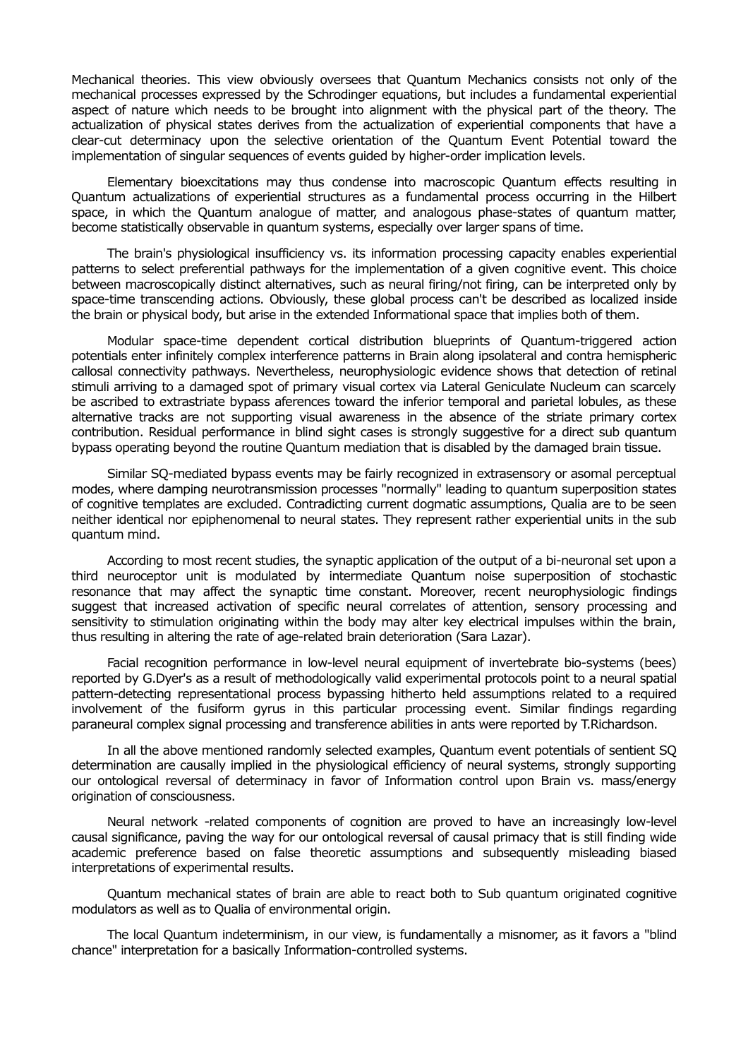Mechanical theories. This view obviously oversees that Quantum Mechanics consists not only of the mechanical processes expressed by the Schrodinger equations, but includes a fundamental experiential aspect of nature which needs to be brought into alignment with the physical part of the theory. The actualization of physical states derives from the actualization of experiential components that have a clear-cut determinacy upon the selective orientation of the Quantum Event Potential toward the implementation of singular sequences of events guided by higher-order implication levels.

Elementary bioexcitations may thus condense into macroscopic Quantum effects resulting in Quantum actualizations of experiential structures as a fundamental process occurring in the Hilbert space, in which the Quantum analogue of matter, and analogous phase-states of quantum matter, become statistically observable in quantum systems, especially over larger spans of time.

The brain's physiological insufficiency vs. its information processing capacity enables experiential patterns to select preferential pathways for the implementation of a given cognitive event. This choice between macroscopically distinct alternatives, such as neural firing/not firing, can be interpreted only by space-time transcending actions. Obviously, these global process can't be described as localized inside the brain or physical body, but arise in the extended Informational space that implies both of them.

Modular space-time dependent cortical distribution blueprints of Quantum-triggered action potentials enter infinitely complex interference patterns in Brain along ipsolateral and contra hemispheric callosal connectivity pathways. Nevertheless, neurophysiologic evidence shows that detection of retinal stimuli arriving to a damaged spot of primary visual cortex via Lateral Geniculate Nucleum can scarcely be ascribed to extrastriate bypass aferences toward the inferior temporal and parietal lobules, as these alternative tracks are not supporting visual awareness in the absence of the striate primary cortex contribution. Residual performance in blind sight cases is strongly suggestive for a direct sub quantum bypass operating beyond the routine Quantum mediation that is disabled by the damaged brain tissue.

Similar SQ-mediated bypass events may be fairly recognized in extrasensory or asomal perceptual modes, where damping neurotransmission processes "normally" leading to quantum superposition states of cognitive templates are excluded. Contradicting current dogmatic assumptions, Qualia are to be seen neither identical nor epiphenomenal to neural states. They represent rather experiential units in the sub quantum mind.

According to most recent studies, the synaptic application of the output of a bi-neuronal set upon a third neuroceptor unit is modulated by intermediate Quantum noise superposition of stochastic resonance that may affect the synaptic time constant. Moreover, recent neurophysiologic findings suggest that increased activation of specific neural correlates of attention, sensory processing and sensitivity to stimulation originating within the body may alter key electrical impulses within the brain, thus resulting in altering the rate of age-related brain deterioration (Sara Lazar).

Facial recognition performance in low-level neural equipment of invertebrate bio-systems (bees) reported by G.Dyer's as a result of methodologically valid experimental protocols point to a neural spatial pattern-detecting representational process bypassing hitherto held assumptions related to a required involvement of the fusiform gyrus in this particular processing event. Similar findings regarding paraneural complex signal processing and transference abilities in ants were reported by T.Richardson.

In all the above mentioned randomly selected examples, Quantum event potentials of sentient SQ determination are causally implied in the physiological efficiency of neural systems, strongly supporting our ontological reversal of determinacy in favor of Information control upon Brain vs. mass/energy origination of consciousness.

Neural network -related components of cognition are proved to have an increasingly low-level causal significance, paving the way for our ontological reversal of causal primacy that is still finding wide academic preference based on false theoretic assumptions and subsequently misleading biased interpretations of experimental results.

Quantum mechanical states of brain are able to react both to Sub quantum originated cognitive modulators as well as to Qualia of environmental origin.

The local Quantum indeterminism, in our view, is fundamentally a misnomer, as it favors a "blind chance" interpretation for a basically Information-controlled systems.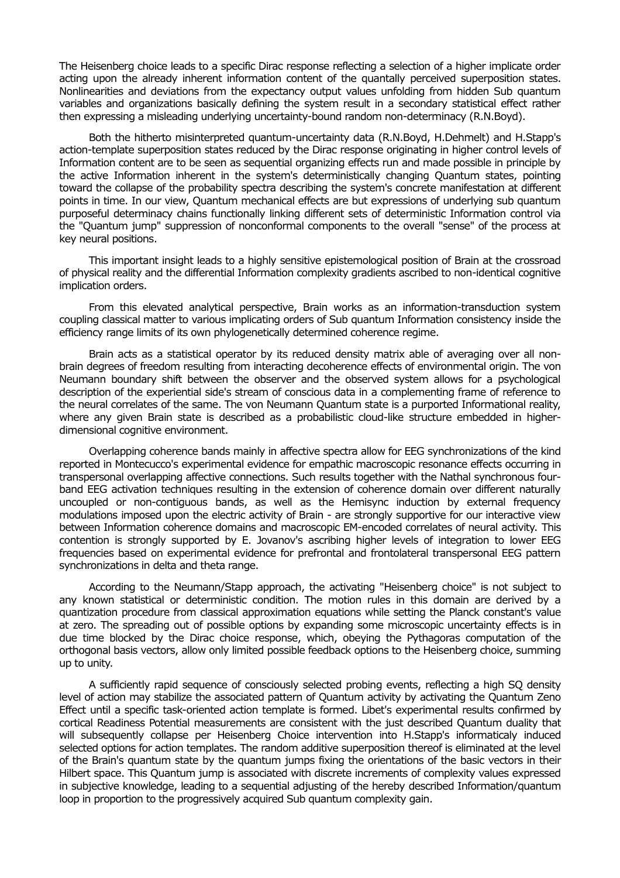The Heisenberg choice leads to a specific Dirac response reflecting a selection of a higher implicate order acting upon the already inherent information content of the quantally perceived superposition states. Nonlinearities and deviations from the expectancy output values unfolding from hidden Sub quantum variables and organizations basically defining the system result in a secondary statistical effect rather then expressing a misleading underlying uncertainty-bound random non-determinacy (R.N.Boyd).

Both the hitherto misinterpreted quantum-uncertainty data (R.N.Boyd, H.Dehmelt) and H.Stapp's action-template superposition states reduced by the Dirac response originating in higher control levels of Information content are to be seen as sequential organizing effects run and made possible in principle by the active Information inherent in the system's deterministically changing Quantum states, pointing toward the collapse of the probability spectra describing the system's concrete manifestation at different points in time. In our view, Quantum mechanical effects are but expressions of underlying sub quantum purposeful determinacy chains functionally linking different sets of deterministic Information control via the "Quantum jump" suppression of nonconformal components to the overall "sense" of the process at key neural positions.

This important insight leads to a highly sensitive epistemological position of Brain at the crossroad of physical reality and the differential Information complexity gradients ascribed to non-identical cognitive implication orders.

From this elevated analytical perspective, Brain works as an information-transduction system coupling classical matter to various implicating orders of Sub quantum Information consistency inside the efficiency range limits of its own phylogenetically determined coherence regime.

Brain acts as a statistical operator by its reduced density matrix able of averaging over all non-brain degrees of freedom resulting from interacting decoherence effects of environmental origin. The von Neumann boundary shift between the observer and the observed system allows for a psychological description of the experiential side's stream of conscious data in a complementing frame of reference to the neural correlates of the same. The von Neumann Quantum state is a purported Informational reality, where any given Brain state is described as a probabilistic cloud-like structure embedded in higher-dimensional cognitive environment.

Overlapping coherence bands mainly in affective spectra allow for EEG synchronizations of the kind reported in Montecucco's experimental evidence for empathic macroscopic resonance effects occurring in transpersonal overlapping affective connections. Such results together with the Nathal synchronous four-band EEG activation techniques resulting in the extension of coherence domain over different naturally uncoupled or non-contiguous bands, as well as the Hemisync induction by external frequency modulations imposed upon the electric activity of Brain - are strongly supportive for our interactive view between Information coherence domains and macroscopic EM-encoded correlates of neural activity. This contention is strongly supported by E. Jovanov's ascribing higher levels of integration to lower EEG frequencies based on experimental evidence for prefrontal and frontolateral transpersonal EEG pattern synchronizations in delta and theta range.

According to the Neumann/Stapp approach, the activating "Heisenberg choice" is not subject to any known statistical or deterministic condition. The motion rules in this domain are derived by a quantization procedure from classical approximation equations while setting the Planck constant's value at zero. The spreading out of possible options by expanding some microscopic uncertainty effects is in due time blocked by the Dirac choice response, which, obeying the Pythagoras computation of the orthogonal basis vectors, allow only limited possible feedback options to the Heisenberg choice, summing up to unity.

A sufficiently rapid sequence of consciously selected probing events, reflecting a high SQ density level of action may stabilize the associated pattern of Quantum activity by activating the Quantum Zeno Effect until a specific task-oriented action template is formed. Libet's experimental results confirmed by cortical Readiness Potential measurements are consistent with the just described Quantum duality that will subsequently collapse per Heisenberg Choice intervention into H.Stapp's informaticaly induced selected options for action templates. The random additive superposition thereof is eliminated at the level of the Brain's quantum state by the quantum jumps fixing the orientations of the basic vectors in their Hilbert space. This Quantum jump is associated with discrete increments of complexity values expressed in subjective knowledge, leading to a sequential adjusting of the hereby described Information/quantum loop in proportion to the progressively acquired Sub quantum complexity gain.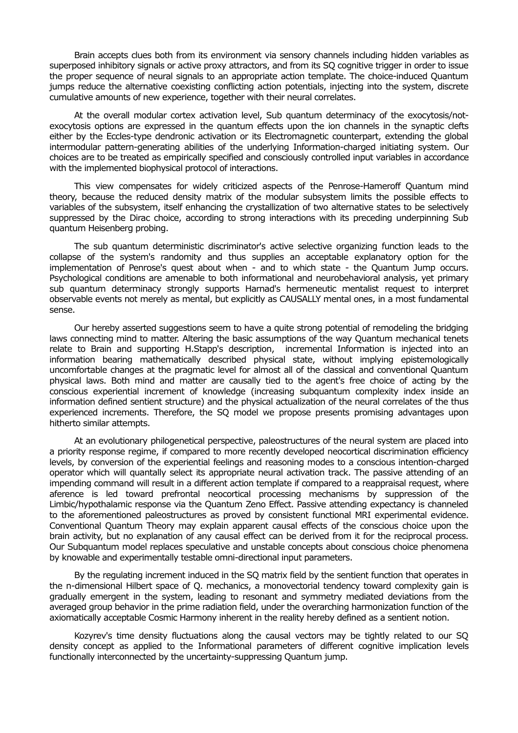Brain accepts clues both from its environment via sensory channels including hidden variables as superposed inhibitory signals or active proxy attractors, and from its SQ cognitive trigger in order to issue the proper sequence of neural signals to an appropriate action template. The choice-induced Quantum jumps reduce the alternative coexisting conflicting action potentials, injecting into the system, discrete cumulative amounts of new experience, together with their neural correlates.

At the overall modular cortex activation level, Sub quantum determinacy of the exocytosis/not-exocytosis options are expressed in the quantum effects upon the ion channels in the synaptic clefts either by the Eccles-type dendronic activation or its Electromagnetic counterpart, extending the global intermodular pattern-generating abilities of the underlying Information-charged initiating system. Our choices are to be treated as empirically specified and consciously controlled input variables in accordance with the implemented biophysical protocol of interactions.

This view compensates for widely criticized aspects of the Penrose-Hameroff Quantum mind theory, because the reduced density matrix of the modular subsystem limits the possible effects to variables of the subsystem, itself enhancing the crystallization of two alternative states to be selectively suppressed by the Dirac choice, according to strong interactions with its preceding underpinning Sub quantum Heisenberg probing.

The sub quantum deterministic discriminator's active selective organizing function leads to the collapse of the system's randomity and thus supplies an acceptable explanatory option for the implementation of Penrose's quest about when - and to which state - the Quantum Jump occurs. Psychological conditions are amenable to both informational and neurobehavioral analysis, yet primary sub quantum determinacy strongly supports Harnad's hermeneutic mentalist request to interpret observable events not merely as mental, but explicitly as CAUSALLY mental ones, in a most fundamental sense.

Our hereby asserted suggestions seem to have a quite strong potential of remodeling the bridging laws connecting mind to matter. Altering the basic assumptions of the way Quantum mechanical tenets relate to Brain and supporting H.Stapp's description, incremental Information is injected into an information bearing mathematically described physical state, without implying epistemologically uncomfortable changes at the pragmatic level for almost all of the classical and conventional Quantum physical laws. Both mind and matter are causally tied to the agent's free choice of acting by the conscious experiential increment of knowledge (increasing subquantum complexity index inside an information defined sentient structure) and the physical actualization of the neural correlates of the thus experienced increments. Therefore, the SQ model we propose presents promising advantages upon hitherto similar attempts.

At an evolutionary philogenetical perspective, paleostructures of the neural system are placed into a priority response regime, if compared to more recently developed neocortical discrimination efficiency levels, by conversion of the experiential feelings and reasoning modes to a conscious intention-charged operator which will quantally select its appropriate neural activation track. The passive attending of an impending command will result in a different action template if compared to a reappraisal request, where aference is led toward prefrontal neocortical processing mechanisms by suppression of the Limbic/hypothalamic response via the Quantum Zeno Effect. Passive attending expectancy is channeled to the aforementioned paleostructures as proved by consistent functional MRI experimental evidence. Conventional Quantum Theory may explain apparent causal effects of the conscious choice upon the brain activity, but no explanation of any causal effect can be derived from it for the reciprocal process. Our Subquantum model replaces speculative and unstable concepts about conscious choice phenomena by knowable and experimentally testable omni-directional input parameters.

By the regulating increment induced in the SQ matrix field by the sentient function that operates in the n-dimensional Hilbert space of Q. mechanics, a monovectorial tendency toward complexity gain is gradually emergent in the system, leading to resonant and symmetry mediated deviations from the averaged group behavior in the prime radiation field, under the overarching harmonization function of the axiomatically acceptable Cosmic Harmony inherent in the reality hereby defined as a sentient notion.

Kozyrev's time density fluctuations along the causal vectors may be tightly related to our SQ density concept as applied to the Informational parameters of different cognitive implication levels functionally interconnected by the uncertainty-suppressing Quantum jump.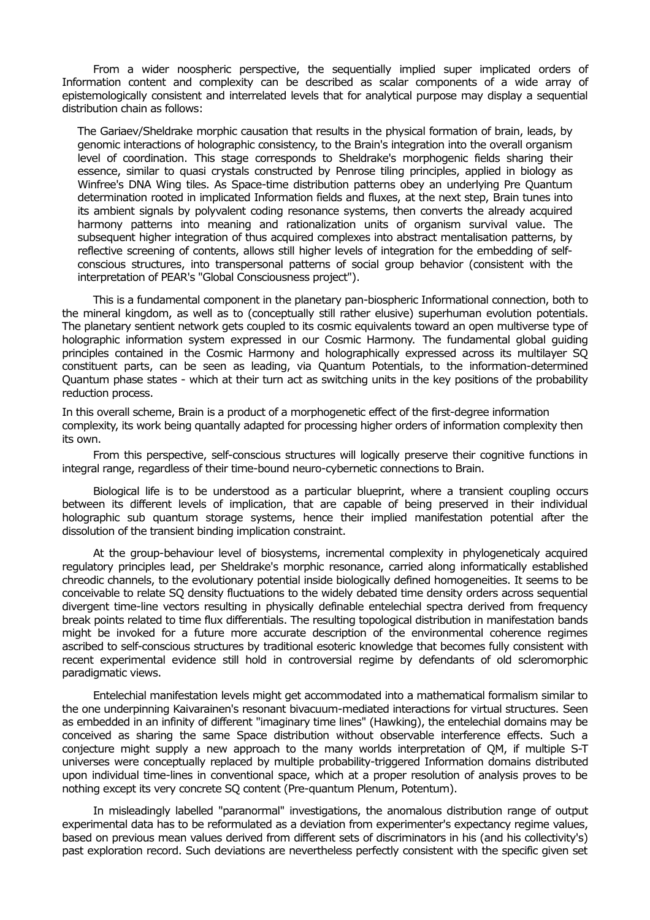From a wider noospheric perspective, the sequentially implied super implicated orders of Information content and complexity can be described as scalar components of a wide array of epistemologically consistent and interrelated levels that for analytical purpose may display a sequential distribution chain as follows:

> The Gariaev/Sheldrake morphic causation that results in the physical formation of brain, leads, by genomic interactions of holographic consistency, to the Brain's integration into the overall organism level of coordination. This stage corresponds to Sheldrake's morphogenic fields sharing their essence, similar to quasi crystals constructed by Penrose tiling principles, applied in biology as Winfree's DNA Wing tiles. As Space-time distribution patterns obey an underlying Pre Quantum determination rooted in implicated Information fields and fluxes, at the next step, Brain tunes into its ambient signals by polyvalent coding resonance systems, then converts the already acquired harmony patterns into meaning and rationalization units of organism survival value. The subsequent higher integration of thus acquired complexes into abstract mentalisation patterns, by reflective screening of contents, allows still higher levels of integration for the embedding of self-conscious structures, into transpersonal patterns of social group behavior (consistent with the interpretation of PEAR's "Global Consciousness project").

This is a fundamental component in the planetary pan-biospheric Informational connection, both to the mineral kingdom, as well as to (conceptually still rather elusive) superhuman evolution potentials. The planetary sentient network gets coupled to its cosmic equivalents toward an open multiverse type of holographic information system expressed in our Cosmic Harmony. The fundamental global guiding principles contained in the Cosmic Harmony and holographically expressed across its multilayer SQ constituent parts, can be seen as leading, via Quantum Potentials, to the information-determined Quantum phase states - which at their turn act as switching units in the key positions of the probability reduction process.

In this overall scheme, Brain is a product of a morphogenetic effect of the first-degree information complexity, its work being quantally adapted for processing higher orders of information complexity then its own.

From this perspective, self-conscious structures will logically preserve their cognitive functions in integral range, regardless of their time-bound neuro-cybernetic connections to Brain.

Biological life is to be understood as a particular blueprint, where a transient coupling occurs between its different levels of implication, that are capable of being preserved in their individual holographic sub quantum storage systems, hence their implied manifestation potential after the dissolution of the transient binding implication constraint.

At the group-behaviour level of biosystems, incremental complexity in phylogeneticaly acquired regulatory principles lead, per Sheldrake's morphic resonance, carried along informatically established chreodic channels, to the evolutionary potential inside biologically defined homogeneities. It seems to be conceivable to relate SQ density fluctuations to the widely debated time density orders across sequential divergent time-line vectors resulting in physically definable entelechial spectra derived from frequency break points related to time flux differentials. The resulting topological distribution in manifestation bands might be invoked for a future more accurate description of the environmental coherence regimes ascribed to self-conscious structures by traditional esoteric knowledge that becomes fully consistent with recent experimental evidence still hold in controversial regime by defendants of old scleromorphic paradigmatic views.

Entelechial manifestation levels might get accommodated into a mathematical formalism similar to the one underpinning Kaivarainen's resonant bivacuum-mediated interactions for virtual structures. Seen as embedded in an infinity of different "imaginary time lines" (Hawking), the entelechial domains may be conceived as sharing the same Space distribution without observable interference effects. Such a conjecture might supply a new approach to the many worlds interpretation of QM, if multiple S-T universes were conceptually replaced by multiple probability-triggered Information domains distributed upon individual time-lines in conventional space, which at a proper resolution of analysis proves to be nothing except its very concrete SQ content (Pre-quantum Plenum, Potentum).

In misleadingly labelled "paranormal" investigations, the anomalous distribution range of output experimental data has to be reformulated as a deviation from experimenter's expectancy regime values, based on previous mean values derived from different sets of discriminators in his (and his collectivity's) past exploration record. Such deviations are nevertheless perfectly consistent with the specific given set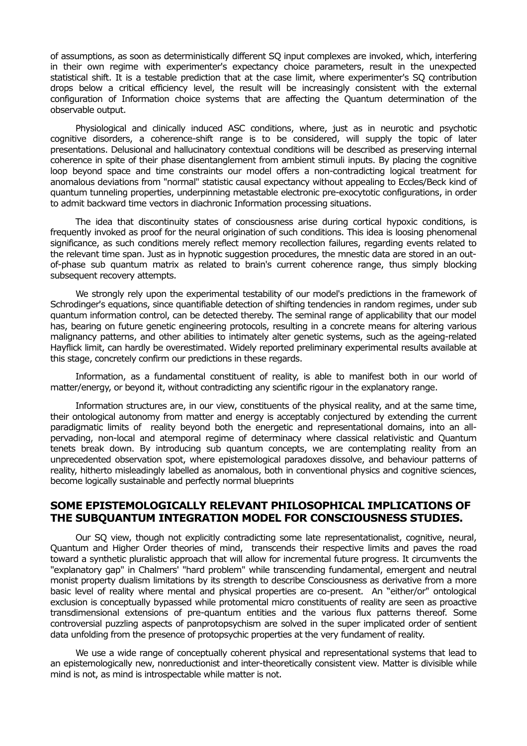of assumptions, as soon as deterministically different SQ input complexes are invoked, which, interfering in their own regime with experimenter's expectancy choice parameters, result in the unexpected statistical shift. It is a testable prediction that at the case limit, where experimenter's SQ contribution drops below a critical efficiency level, the result will be increasingly consistent with the external configuration of Information choice systems that are affecting the Quantum determination of the observable output.

Physiological and clinically induced ASC conditions, where, just as in neurotic and psychotic cognitive disorders, a coherence-shift range is to be considered, will supply the topic of later presentations. Delusional and hallucinatory contextual conditions will be described as preserving internal coherence in spite of their phase disentanglement from ambient stimuli inputs. By placing the cognitive loop beyond space and time constraints our model offers a non-contradicting logical treatment for anomalous deviations from "normal" statistic causal expectancy without appealing to Eccles/Beck kind of quantum tunneling properties, underpinning metastable electronic pre-exocytotic configurations, in order to admit backward time vectors in diachronic Information processing situations.

The idea that discontinuity states of consciousness arise during cortical hypoxic conditions, is frequently invoked as proof for the neural origination of such conditions. This idea is loosing phenomenal significance, as such conditions merely reflect memory recollection failures, regarding events related to the relevant time span. Just as in hypnotic suggestion procedures, the mnestic data are stored in an out-of-phase sub quantum matrix as related to brain's current coherence range, thus simply blocking subsequent recovery attempts.

We strongly rely upon the experimental testability of our model's predictions in the framework of Schrodinger's equations, since quantifiable detection of shifting tendencies in random regimes, under sub quantum information control, can be detected thereby. The seminal range of applicability that our model has, bearing on future genetic engineering protocols, resulting in a concrete means for altering various malignancy patterns, and other abilities to intimately alter genetic systems, such as the ageing-related Hayflick limit, can hardly be overestimated. Widely reported preliminary experimental results available at this stage, concretely confirm our predictions in these regards.

Information, as a fundamental constituent of reality, is able to manifest both in our world of matter/energy, or beyond it, without contradicting any scientific rigour in the explanatory range.

Information structures are, in our view, constituents of the physical reality, and at the same time, their ontological autonomy from matter and energy is acceptably conjectured by extending the current paradigmatic limits of reality beyond both the energetic and representational domains, into an all-pervading, non-local and atemporal regime of determinacy where classical relativistic and Quantum tenets break down. By introducing sub quantum concepts, we are contemplating reality from an unprecedented observation spot, where epistemological paradoxes dissolve, and behaviour patterns of reality, hitherto misleadingly labelled as anomalous, both in conventional physics and cognitive sciences, become logically sustainable and perfectly normal blueprints

## SOME EPISTEMOLOGICALLY RELEVANT PHILOSOPHICAL IMPLICATIONS OF THE SUBQUANTUM INTEGRATION MODEL FOR CONSCIOUSNESS STUDIES.

Our SQ view, though not explicitly contradicting some late representationalist, cognitive, neural, Quantum and Higher Order theories of mind, transcends their respective limits and paves the road toward a synthetic pluralistic approach that will allow for incremental future progress. It circumvents the "explanatory gap" in Chalmers' "hard problem" while transcending fundamental, emergent and neutral monist property dualism limitations by its strength to describe Consciousness as derivative from a more basic level of reality where mental and physical properties are co-present. An "either/or" ontological exclusion is conceptually bypassed while protomental micro constituents of reality are seen as proactive transdimensional extensions of pre-quantum entities and the various flux patterns thereof. Some controversial puzzling aspects of panprotopsychism are solved in the super implicated order of sentient data unfolding from the presence of protopsychic properties at the very fundament of reality.

We use a wide range of conceptually coherent physical and representational systems that lead to an epistemologically new, nonreductionist and inter-theoretically consistent view. Matter is divisible while mind is not, as mind is introspectable while matter is not.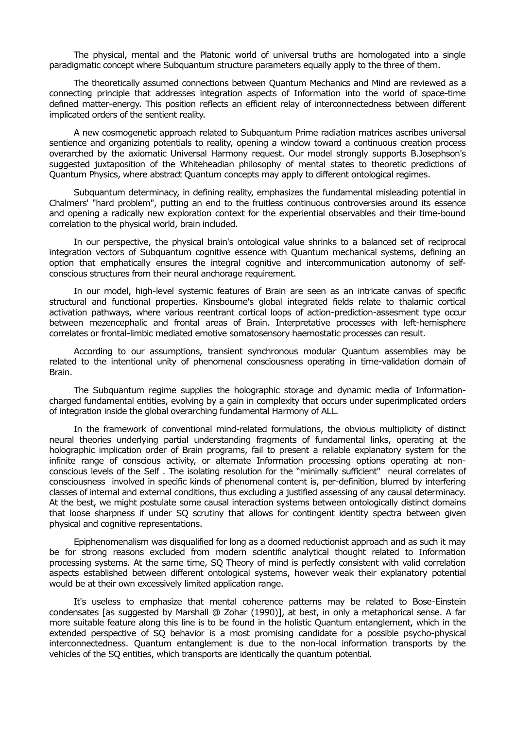The physical, mental and the Platonic world of universal truths are homologated into a single paradigmatic concept where Subquantum structure parameters equally apply to the three of them.

The theoretically assumed connections between Quantum Mechanics and Mind are reviewed as a connecting principle that addresses integration aspects of Information into the world of space-time defined matter-energy. This position reflects an efficient relay of interconnectedness between different implicated orders of the sentient reality.

A new cosmogenetic approach related to Subquantum Prime radiation matrices ascribes universal sentience and organizing potentials to reality, opening a window toward a continuous creation process overarched by the axiomatic Universal Harmony request. Our model strongly supports B.Josephson's suggested juxtaposition of the Whiteheadian philosophy of mental states to theoretic predictions of Quantum Physics, where abstract Quantum concepts may apply to different ontological regimes.

Subquantum determinacy, in defining reality, emphasizes the fundamental misleading potential in Chalmers' "hard problem", putting an end to the fruitless continuous controversies around its essence and opening a radically new exploration context for the experiential observables and their time-bound correlation to the physical world, brain included.

In our perspective, the physical brain's ontological value shrinks to a balanced set of reciprocal integration vectors of Subquantum cognitive essence with Quantum mechanical systems, defining an option that emphatically ensures the integral cognitive and intercommunication autonomy of self-conscious structures from their neural anchorage requirement.

In our model, high-level systemic features of Brain are seen as an intricate canvas of specific structural and functional properties. Kinsbourne's global integrated fields relate to thalamic cortical activation pathways, where various reentrant cortical loops of action-prediction-assesment type occur between mezencephalic and frontal areas of Brain. Interpretative processes with left-hemisphere correlates or frontal-limbic mediated emotive somatosensory haemostatic processes can result.

According to our assumptions, transient synchronous modular Quantum assemblies may be related to the intentional unity of phenomenal consciousness operating in time-validation domain of Brain.

The Subquantum regime supplies the holographic storage and dynamic media of Information-charged fundamental entities, evolving by a gain in complexity that occurs under superimplicated orders of integration inside the global overarching fundamental Harmony of ALL.

In the framework of conventional mind-related formulations, the obvious multiplicity of distinct neural theories underlying partial understanding fragments of fundamental links, operating at the holographic implication order of Brain programs, fail to present a reliable explanatory system for the infinite range of conscious activity, or alternate Information processing options operating at non-conscious levels of the Self . The isolating resolution for the "minimally sufficient" neural correlates of consciousness involved in specific kinds of phenomenal content is, per-definition, blurred by interfering classes of internal and external conditions, thus excluding a justified assessing of any causal determinacy. At the best, we might postulate some causal interaction systems between ontologically distinct domains that loose sharpness if under SQ scrutiny that allows for contingent identity spectra between given physical and cognitive representations.

Epiphenomenalism was disqualified for long as a doomed reductionist approach and as such it may be for strong reasons excluded from modern scientific analytical thought related to Information processing systems. At the same time, SQ Theory of mind is perfectly consistent with valid correlation aspects established between different ontological systems, however weak their explanatory potential would be at their own excessively limited application range.

It's useless to emphasize that mental coherence patterns may be related to Bose-Einstein condensates [as suggested by Marshall @ Zohar (1990)], at best, in only a metaphorical sense. A far more suitable feature along this line is to be found in the holistic Quantum entanglement, which in the extended perspective of SQ behavior is a most promising candidate for a possible psycho-physical interconnectedness. Quantum entanglement is due to the non-local information transports by the vehicles of the SQ entities, which transports are identically the quantum potential.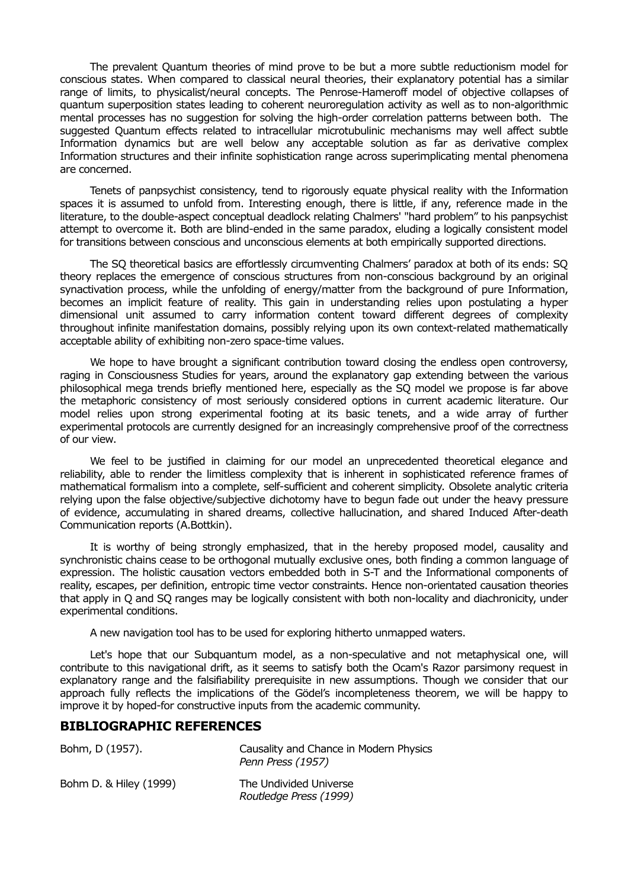The prevalent Quantum theories of mind prove to be but a more subtle reductionism model for conscious states. When compared to classical neural theories, their explanatory potential has a similar range of limits, to physicalist/neural concepts. The Penrose-Hameroff model of objective collapses of quantum superposition states leading to coherent neuroregulation activity as well as to non-algorithmic mental processes has no suggestion for solving the high-order correlation patterns between both. The suggested Quantum effects related to intracellular microtubulinic mechanisms may well affect subtle Information dynamics but are well below any acceptable solution as far as derivative complex Information structures and their infinite sophistication range across superimplicating mental phenomena are concerned.

Tenets of panpsychist consistency, tend to rigorously equate physical reality with the Information spaces it is assumed to unfold from. Interesting enough, there is little, if any, reference made in the literature, to the double-aspect conceptual deadlock relating Chalmers' "hard problem" to his panpsychist attempt to overcome it. Both are blind-ended in the same paradox, eluding a logically consistent model for transitions between conscious and unconscious elements at both empirically supported directions.

The SQ theoretical basics are effortlessly circumventing Chalmers' paradox at both of its ends: SQ theory replaces the emergence of conscious structures from non-conscious background by an original synactivation process, while the unfolding of energy/matter from the background of pure Information, becomes an implicit feature of reality. This gain in understanding relies upon postulating a hyper dimensional unit assumed to carry information content toward different degrees of complexity throughout infinite manifestation domains, possibly relying upon its own context-related mathematically acceptable ability of exhibiting non-zero space-time values.

We hope to have brought a significant contribution toward closing the endless open controversy, raging in Consciousness Studies for years, around the explanatory gap extending between the various philosophical mega trends briefly mentioned here, especially as the SQ model we propose is far above the metaphoric consistency of most seriously considered options in current academic literature. Our model relies upon strong experimental footing at its basic tenets, and a wide array of further experimental protocols are currently designed for an increasingly comprehensive proof of the correctness of our view.

We feel to be justified in claiming for our model an unprecedented theoretical elegance and reliability, able to render the limitless complexity that is inherent in sophisticated reference frames of mathematical formalism into a complete, self-sufficient and coherent simplicity. Obsolete analytic criteria relying upon the false objective/subjective dichotomy have to begun fade out under the heavy pressure of evidence, accumulating in shared dreams, collective hallucination, and shared Induced After-death Communication reports (A.Bottkin).

It is worthy of being strongly emphasized, that in the hereby proposed model, causality and synchronistic chains cease to be orthogonal mutually exclusive ones, both finding a common language of expression. The holistic causation vectors embedded both in S-T and the Informational components of reality, escapes, per definition, entropic time vector constraints. Hence non-orientated causation theories that apply in Q and SQ ranges may be logically consistent with both non-locality and diachronicity, under experimental conditions.

A new navigation tool has to be used for exploring hitherto unmapped waters.

Let's hope that our Subquantum model, as a non-speculative and not metaphysical one, will contribute to this navigational drift, as it seems to satisfy both the Ocam's Razor parsimony request in explanatory range and the falsifiability prerequisite in new assumptions. Though we consider that our approach fully reflects the implications of the Gödel's incompleteness theorem, we will be happy to improve it by hoped-for constructive inputs from the academic community.

## BIBLIOGRAPHIC REFERENCES

| | |
|---|---|
| Bohm, D (1957). | Causality and Chance in Modern Physics *Penn Press (1957)* |
| Bohm D. & Hiley (1999) | The Undivided Universe *Routledge Press (1999)* |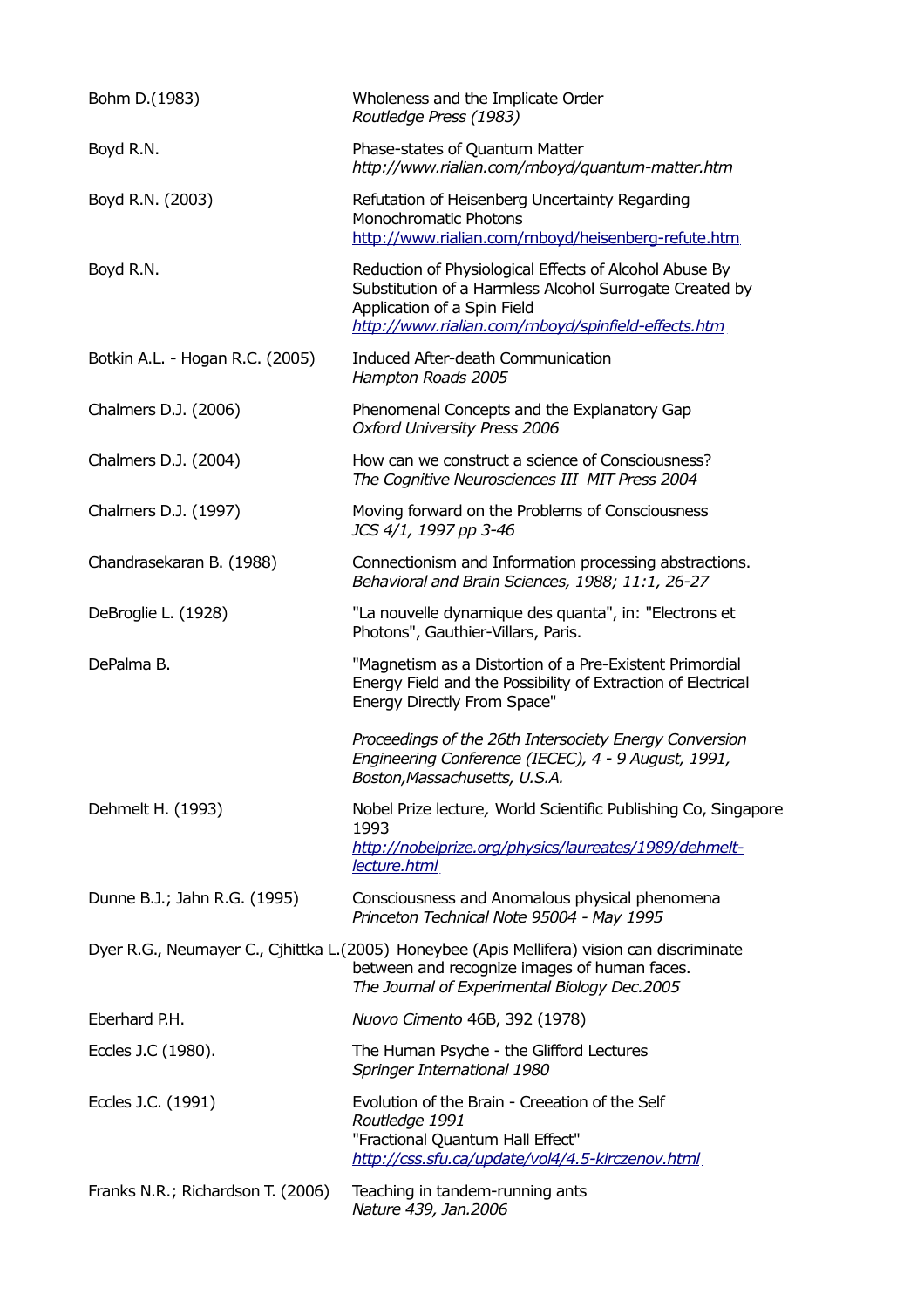Bohm D.(1983) — Wholeness and the Implicate Order
*Routledge Press (1983)*

Boyd R.N. — Phase-states of Quantum Matter
*http://www.rialian.com/rnboyd/quantum-matter.htm*

Boyd R.N. (2003) — Refutation of Heisenberg Uncertainty Regarding Monochromatic Photons
http://www.rialian.com/rnboyd/heisenberg-refute.htm

Boyd R.N. — Reduction of Physiological Effects of Alcohol Abuse By Substitution of a Harmless Alcohol Surrogate Created by Application of a Spin Field
*http://www.rialian.com/rnboyd/spinfield-effects.htm*

Botkin A.L. - Hogan R.C. (2005) — Induced After-death Communication
*Hampton Roads 2005*

Chalmers D.J. (2006) — Phenomenal Concepts and the Explanatory Gap
*Oxford University Press 2006*

Chalmers D.J. (2004) — How can we construct a science of Consciousness?
*The Cognitive Neurosciences III MIT Press 2004*

Chalmers D.J. (1997) — Moving forward on the Problems of Consciousness
*JCS 4/1, 1997 pp 3-46*

Chandrasekaran B. (1988) — Connectionism and Information processing abstractions.
*Behavioral and Brain Sciences, 1988; 11:1, 26-27*

DeBroglie L. (1928) — "La nouvelle dynamique des quanta", in: "Electrons et Photons", Gauthier-Villars, Paris.

DePalma B. — "Magnetism as a Distortion of a Pre-Existent Primordial Energy Field and the Possibility of Extraction of Electrical Energy Directly From Space"

*Proceedings of the 26th Intersociety Energy Conversion Engineering Conference (IECEC), 4 - 9 August, 1991, Boston,Massachusetts, U.S.A.*

Dehmelt H. (1993) — Nobel Prize lecture, World Scientific Publishing Co, Singapore 1993
*http://nobelprize.org/physics/laureates/1989/dehmelt-lecture.html*

Dunne B.J.; Jahn R.G. (1995) — Consciousness and Anomalous physical phenomena
*Princeton Technical Note 95004 - May 1995*

Dyer R.G., Neumayer C., Cjhittka L.(2005) Honeybee (Apis Mellifera) vision can discriminate between and recognize images of human faces.
*The Journal of Experimental Biology Dec.2005*

Eberhard P.H. — *Nuovo Cimento* 46B, 392 (1978)

Eccles J.C (1980). — The Human Psyche - the Glifford Lectures
*Springer International 1980*

Eccles J.C. (1991) — Evolution of the Brain - Creeation of the Self
*Routledge 1991*
"Fractional Quantum Hall Effect"
*http://css.sfu.ca/update/vol4/4.5-kirczenov.html*

Franks N.R.; Richardson T. (2006) — Teaching in tandem-running ants
*Nature 439, Jan.2006*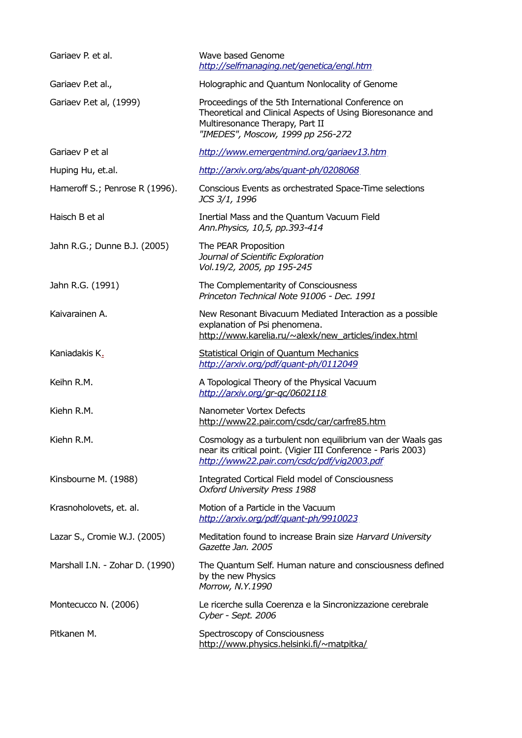| | |
|---|---|
| Gariaev P. et al. | Wave based Genome<br>*http://selfmanaging.net/genetica/engl.htm* |
| Gariaev P.et al., | Holographic and Quantum Nonlocality of Genome |
| Gariaev P.et al, (1999) | Proceedings of the 5th International Conference on Theoretical and Clinical Aspects of Using Bioresonance and Multiresonance Therapy, Part II<br>*"IMEDES", Moscow, 1999 pp 256-272* |
| Gariaev P et al | *http://www.emergentmind.org/gariaev13.htm* |
| Huping Hu, et.al. | *http://arxiv.org/abs/quant-ph/0208068* |
| Hameroff S.; Penrose R (1996). | Conscious Events as orchestrated Space-Time selections<br>*JCS 3/1, 1996* |
| Haisch B et al | Inertial Mass and the Quantum Vacuum Field<br>*Ann.Physics, 10,5, pp.393-414* |
| Jahn R.G.; Dunne B.J. (2005) | The PEAR Proposition<br>*Journal of Scientific Exploration*<br>*Vol.19/2, 2005, pp 195-245* |
| Jahn R.G. (1991) | The Complementarity of Consciousness<br>*Princeton Technical Note 91006 - Dec. 1991* |
| Kaivarainen A. | New Resonant Bivacuum Mediated Interaction as a possible explanation of Psi phenomena.<br>http://www.karelia.ru/~alexk/new_articles/index.html |
| Kaniadakis K. | Statistical Origin of Quantum Mechanics<br>*http://arxiv.org/pdf/quant-ph/0112049* |
| Keihn R.M. | A Topological Theory of the Physical Vacuum<br>*http://arxiv.org/gr-qc/0602118* |
| Kiehn R.M. | Nanometer Vortex Defects<br>http://www22.pair.com/csdc/car/carfre85.htm |
| Kiehn R.M. | Cosmology as a turbulent non equilibrium van der Waals gas near its critical point. (Vigier III Conference - Paris 2003)<br>*http://www22.pair.com/csdc/pdf/vig2003.pdf* |
| Kinsbourne M. (1988) | Integrated Cortical Field model of Consciousness<br>*Oxford University Press 1988* |
| Krasnoholovets, et. al. | Motion of a Particle in the Vacuum<br>*http://arxiv.org/pdf/quant-ph/9910023* |
| Lazar S., Cromie W.J. (2005) | Meditation found to increase Brain size *Harvard University Gazette Jan. 2005* |
| Marshall I.N. - Zohar D. (1990) | The Quantum Self. Human nature and consciousness defined by the new Physics<br>*Morrow, N.Y.1990* |
| Montecucco N. (2006) | Le ricerche sulla Coerenza e la Sincronizzazione cerebrale<br>*Cyber - Sept. 2006* |
| Pitkanen M. | Spectroscopy of Consciousness<br>http://www.physics.helsinki.fi/~matpitka/ |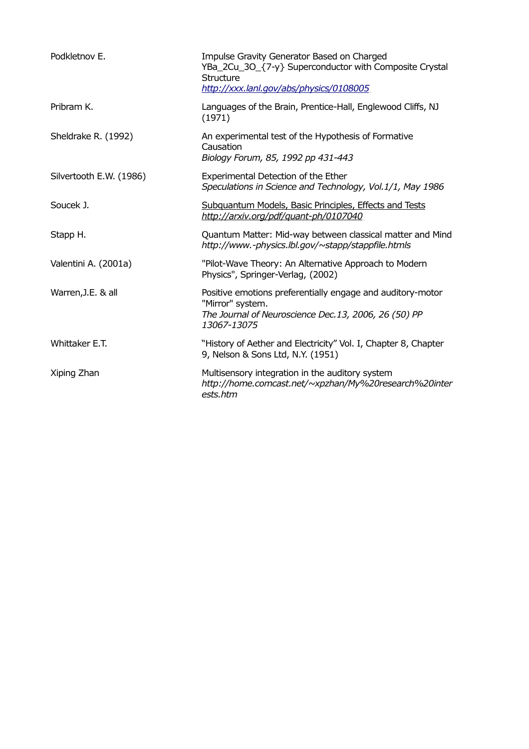Podkletnov E.
Impulse Gravity Generator Based on Charged YBa_2Cu_3O_{7-y} Superconductor with Composite Crystal Structure
*http://xxx.lanl.gov/abs/physics/0108005*

Pribram K.
Languages of the Brain, Prentice-Hall, Englewood Cliffs, NJ (1971)

Sheldrake R. (1992)
An experimental test of the Hypothesis of Formative Causation
*Biology Forum, 85, 1992 pp 431-443*

Silvertooth E.W. (1986)
Experimental Detection of the Ether
*Speculations in Science and Technology, Vol.1/1, May 1986*

Soucek J.
Subquantum Models, Basic Principles, Effects and Tests
*http://arxiv.org/pdf/quant-ph/0107040*

Stapp H.
Quantum Matter: Mid-way between classical matter and Mind
*http://www.-physics.lbl.gov/~stapp/stappfile.htmls*

Valentini A. (2001a)
"Pilot-Wave Theory: An Alternative Approach to Modern Physics", Springer-Verlag, (2002)

Warren,J.E. & all
Positive emotions preferentially engage and auditory-motor "Mirror" system.
*The Journal of Neuroscience Dec.13, 2006, 26 (50) PP 13067-13075*

Whittaker E.T.
"History of Aether and Electricity" Vol. I, Chapter 8, Chapter 9, Nelson & Sons Ltd, N.Y. (1951)

Xiping Zhan
Multisensory integration in the auditory system
*http://home.comcast.net/~xpzhan/My%20research%20interests.htm*